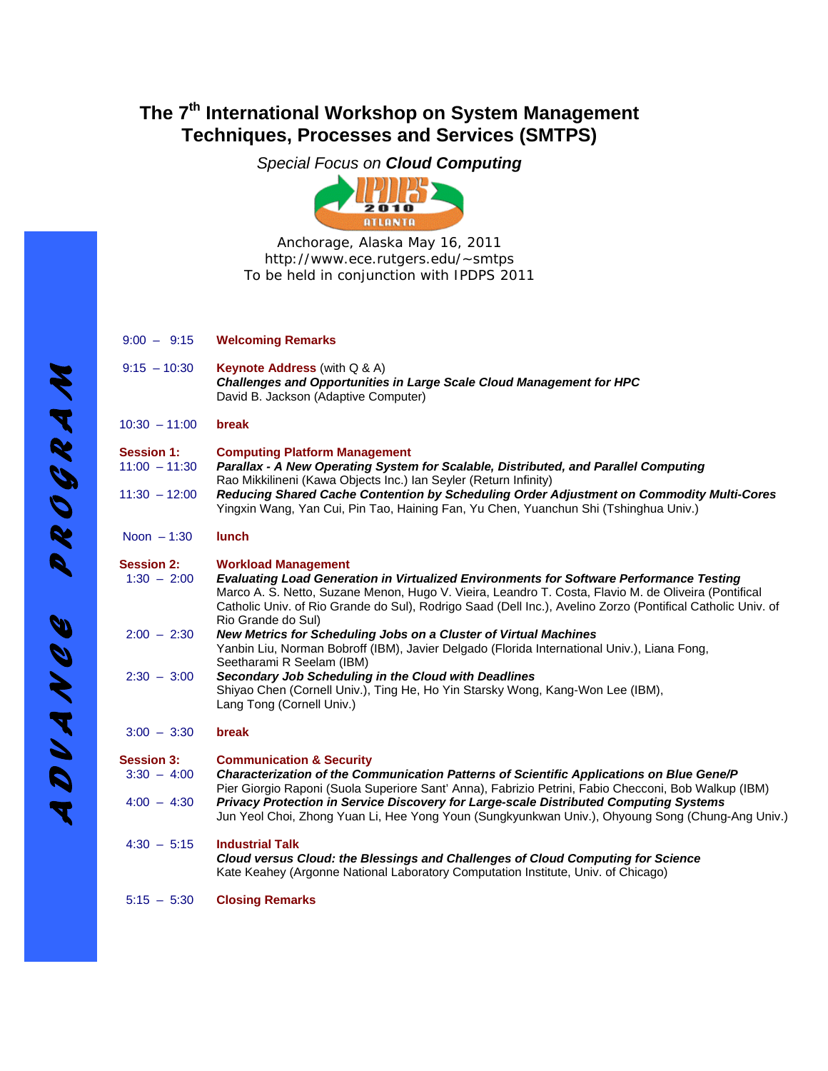# The 7th International Workshop on System Management Techniques, Processes and Services (SMTPS)

*Special Focus on* ***Cloud Computing***

Anchorage, Alaska May 16, 2011
http://www.ece.rutgers.edu/~smtps
To be held in conjunction with IPDPS 2011

***ADVANCE PROGRAM***

| | |
|---|---|
| 9:00 – 9:15 | **Welcoming Remarks** |
| 9:15 – 10:30 | **Keynote Address** (with Q & A)<br>***Challenges and Opportunities in Large Scale Cloud Management for HPC***<br>David B. Jackson (Adaptive Computer) |
| 10:30 – 11:00 | **break** |
| **Session 1:** | **Computing Platform Management** |
| 11:00 – 11:30 | ***Parallax - A New Operating System for Scalable, Distributed, and Parallel Computing***<br>Rao Mikkilineni (Kawa Objects Inc.) Ian Seyler (Return Infinity) |
| 11:30 – 12:00 | ***Reducing Shared Cache Contention by Scheduling Order Adjustment on Commodity Multi-Cores***<br>Yingxin Wang, Yan Cui, Pin Tao, Haining Fan, Yu Chen, Yuanchun Shi (Tshinghua Univ.) |
| Noon – 1:30 | **lunch** |
| **Session 2:** | **Workload Management** |
| 1:30 – 2:00 | ***Evaluating Load Generation in Virtualized Environments for Software Performance Testing***<br>Marco A. S. Netto, Suzane Menon, Hugo V. Vieira, Leandro T. Costa, Flavio M. de Oliveira (Pontifical Catholic Univ. of Rio Grande do Sul), Rodrigo Saad (Dell Inc.), Avelino Zorzo (Pontifical Catholic Univ. of Rio Grande do Sul) |
| 2:00 – 2:30 | ***New Metrics for Scheduling Jobs on a Cluster of Virtual Machines***<br>Yanbin Liu, Norman Bobroff (IBM), Javier Delgado (Florida International Univ.), Liana Fong, Seetharami R Seelam (IBM) |
| 2:30 – 3:00 | ***Secondary Job Scheduling in the Cloud with Deadlines***<br>Shiyao Chen (Cornell Univ.), Ting He, Ho Yin Starsky Wong, Kang-Won Lee (IBM), Lang Tong (Cornell Univ.) |
| 3:00 – 3:30 | **break** |
| **Session 3:** | **Communication & Security** |
| 3:30 – 4:00 | ***Characterization of the Communication Patterns of Scientific Applications on Blue Gene/P***<br>Pier Giorgio Raponi (Suola Superiore Sant' Anna), Fabrizio Petrini, Fabio Checconi, Bob Walkup (IBM) |
| 4:00 – 4:30 | ***Privacy Protection in Service Discovery for Large-scale Distributed Computing Systems***<br>Jun Yeol Choi, Zhong Yuan Li, Hee Yong Youn (Sungkyunkwan Univ.), Ohyoung Song (Chung-Ang Univ.) |
| 4:30 – 5:15 | **Industrial Talk**<br>***Cloud versus Cloud: the Blessings and Challenges of Cloud Computing for Science***<br>Kate Keahey (Argonne National Laboratory Computation Institute, Univ. of Chicago) |
| 5:15 – 5:30 | **Closing Remarks** |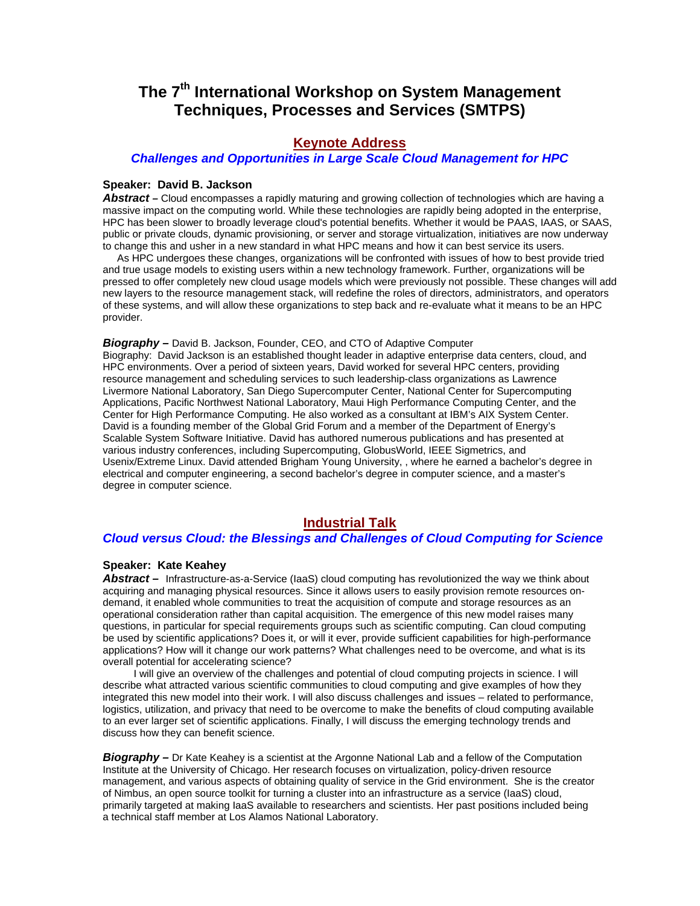# The 7th International Workshop on System Management Techniques, Processes and Services (SMTPS)

## Keynote Address

### *Challenges and Opportunities in Large Scale Cloud Management for HPC*

**Speaker: David B. Jackson**

***Abstract –*** Cloud encompasses a rapidly maturing and growing collection of technologies which are having a massive impact on the computing world. While these technologies are rapidly being adopted in the enterprise, HPC has been slower to broadly leverage cloud's potential benefits. Whether it would be PAAS, IAAS, or SAAS, public or private clouds, dynamic provisioning, or server and storage virtualization, initiatives are now underway to change this and usher in a new standard in what HPC means and how it can best service its users.

As HPC undergoes these changes, organizations will be confronted with issues of how to best provide tried and true usage models to existing users within a new technology framework. Further, organizations will be pressed to offer completely new cloud usage models which were previously not possible. These changes will add new layers to the resource management stack, will redefine the roles of directors, administrators, and operators of these systems, and will allow these organizations to step back and re-evaluate what it means to be an HPC provider.

***Biography –*** David B. Jackson, Founder, CEO, and CTO of Adaptive Computer

Biography: David Jackson is an established thought leader in adaptive enterprise data centers, cloud, and HPC environments. Over a period of sixteen years, David worked for several HPC centers, providing resource management and scheduling services to such leadership-class organizations as Lawrence Livermore National Laboratory, San Diego Supercomputer Center, National Center for Supercomputing Applications, Pacific Northwest National Laboratory, Maui High Performance Computing Center, and the Center for High Performance Computing. He also worked as a consultant at IBM's AIX System Center. David is a founding member of the Global Grid Forum and a member of the Department of Energy's Scalable System Software Initiative. David has authored numerous publications and has presented at various industry conferences, including Supercomputing, GlobusWorld, IEEE Sigmetrics, and Usenix/Extreme Linux. David attended Brigham Young University, , where he earned a bachelor's degree in electrical and computer engineering, a second bachelor's degree in computer science, and a master's degree in computer science.

## Industrial Talk

### *Cloud versus Cloud: the Blessings and Challenges of Cloud Computing for Science*

**Speaker: Kate Keahey**

***Abstract –*** Infrastructure-as-a-Service (IaaS) cloud computing has revolutionized the way we think about acquiring and managing physical resources. Since it allows users to easily provision remote resources on-demand, it enabled whole communities to treat the acquisition of compute and storage resources as an operational consideration rather than capital acquisition. The emergence of this new model raises many questions, in particular for special requirements groups such as scientific computing. Can cloud computing be used by scientific applications? Does it, or will it ever, provide sufficient capabilities for high-performance applications? How will it change our work patterns? What challenges need to be overcome, and what is its overall potential for accelerating science?

I will give an overview of the challenges and potential of cloud computing projects in science. I will describe what attracted various scientific communities to cloud computing and give examples of how they integrated this new model into their work. I will also discuss challenges and issues – related to performance, logistics, utilization, and privacy that need to be overcome to make the benefits of cloud computing available to an ever larger set of scientific applications. Finally, I will discuss the emerging technology trends and discuss how they can benefit science.

***Biography –*** Dr Kate Keahey is a scientist at the Argonne National Lab and a fellow of the Computation Institute at the University of Chicago. Her research focuses on virtualization, policy-driven resource management, and various aspects of obtaining quality of service in the Grid environment. She is the creator of Nimbus, an open source toolkit for turning a cluster into an infrastructure as a service (IaaS) cloud, primarily targeted at making IaaS available to researchers and scientists. Her past positions included being a technical staff member at Los Alamos National Laboratory.